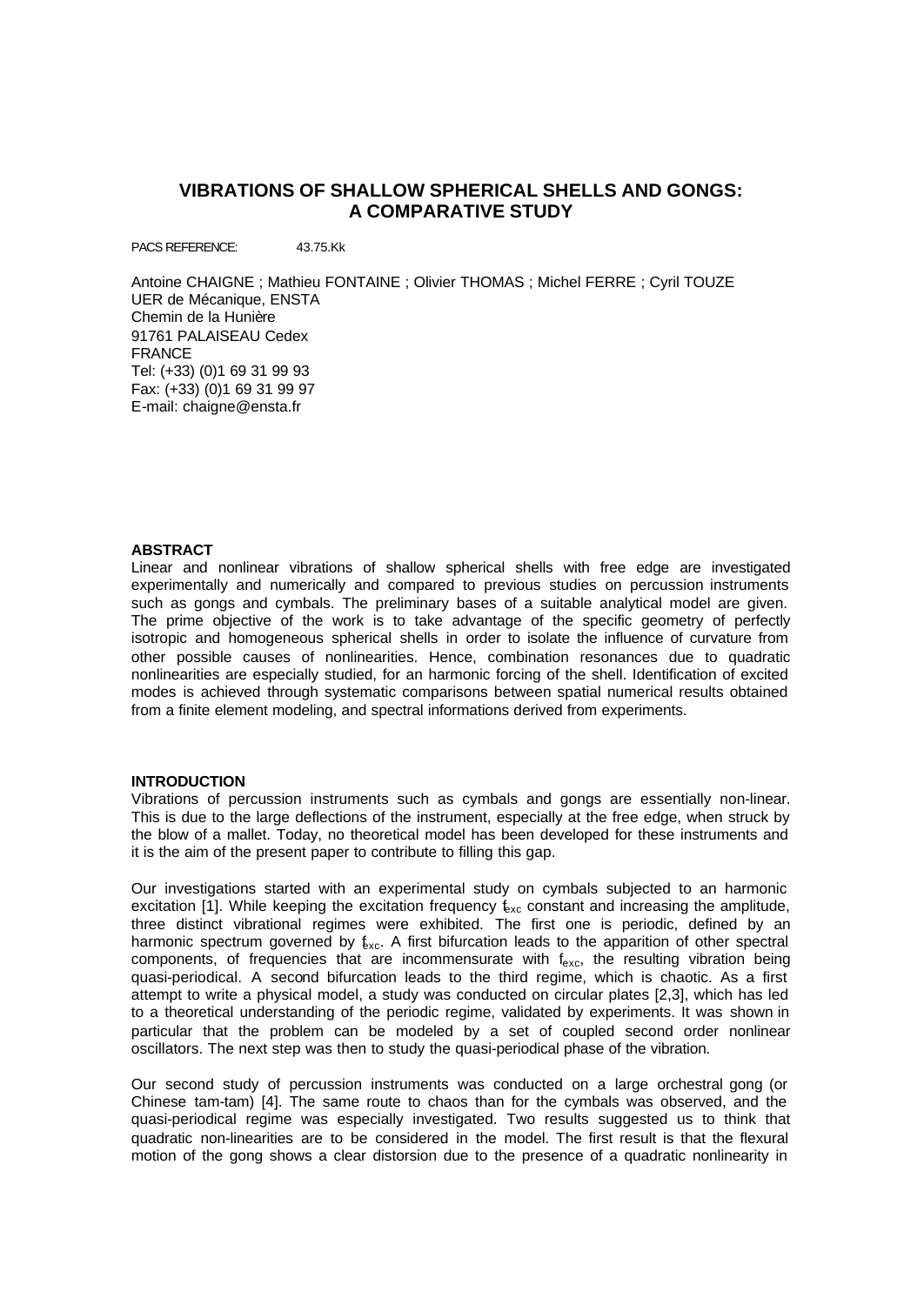# VIBRATIONS OF SHALLOW SPHERICAL SHELLS AND GONGS: A COMPARATIVE STUDY

PACS REFERENCE: 43.75.Kk

Antoine CHAIGNE ; Mathieu FONTAINE ; Olivier THOMAS ; Michel FERRE ; Cyril TOUZE
UER de Mécanique, ENSTA
Chemin de la Hunière
91761 PALAISEAU Cedex
FRANCE
Tel: (+33) (0)1 69 31 99 93
Fax: (+33) (0)1 69 31 99 97
E-mail: chaigne@ensta.fr

## ABSTRACT

Linear and nonlinear vibrations of shallow spherical shells with free edge are investigated experimentally and numerically and compared to previous studies on percussion instruments such as gongs and cymbals. The preliminary bases of a suitable analytical model are given. The prime objective of the work is to take advantage of the specific geometry of perfectly isotropic and homogeneous spherical shells in order to isolate the influence of curvature from other possible causes of nonlinearities. Hence, combination resonances due to quadratic nonlinearities are especially studied, for an harmonic forcing of the shell. Identification of excited modes is achieved through systematic comparisons between spatial numerical results obtained from a finite element modeling, and spectral informations derived from experiments.

## INTRODUCTION

Vibrations of percussion instruments such as cymbals and gongs are essentially non-linear. This is due to the large deflections of the instrument, especially at the free edge, when struck by the blow of a mallet. Today, no theoretical model has been developed for these instruments and it is the aim of the present paper to contribute to filling this gap.

Our investigations started with an experimental study on cymbals subjected to an harmonic excitation [1]. While keeping the excitation frequency $f_{exc}$ constant and increasing the amplitude, three distinct vibrational regimes were exhibited. The first one is periodic, defined by an harmonic spectrum governed by $f_{exc}$. A first bifurcation leads to the apparition of other spectral components, of frequencies that are incommensurate with $f_{exc}$, the resulting vibration being quasi-periodical. A second bifurcation leads to the third regime, which is chaotic. As a first attempt to write a physical model, a study was conducted on circular plates [2,3], which has led to a theoretical understanding of the periodic regime, validated by experiments. It was shown in particular that the problem can be modeled by a set of coupled second order nonlinear oscillators. The next step was then to study the quasi-periodical phase of the vibration.

Our second study of percussion instruments was conducted on a large orchestral gong (or Chinese tam-tam) [4]. The same route to chaos than for the cymbals was observed, and the quasi-periodical regime was especially investigated. Two results suggested us to think that quadratic non-linearities are to be considered in the model. The first result is that the flexural motion of the gong shows a clear distorsion due to the presence of a quadratic nonlinearity in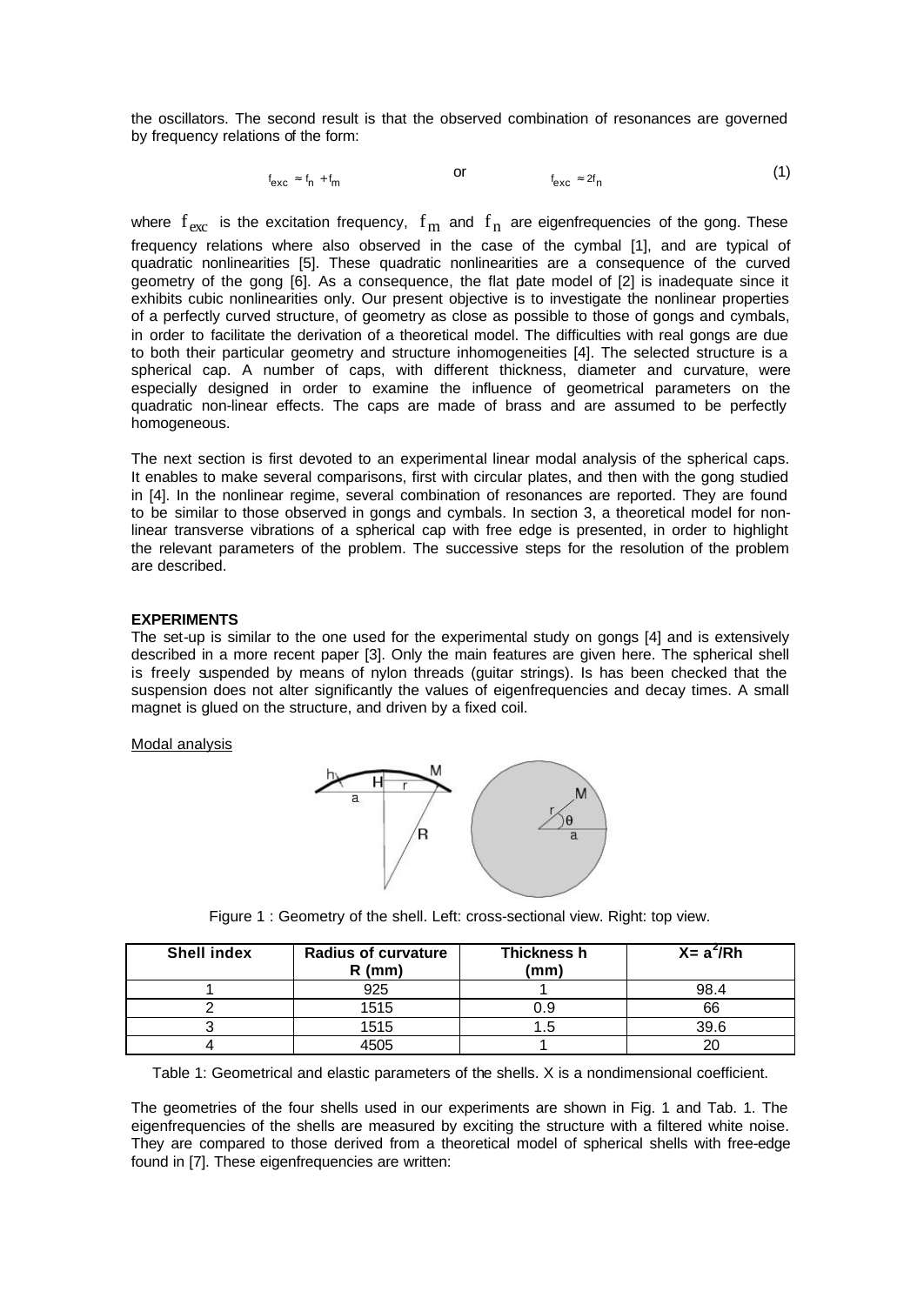the oscillators. The second result is that the observed combination of resonances are governed by frequency relations of the form:

$$f_{exc} \approx f_n + f_m \qquad \text{or} \qquad f_{exc} \approx 2f_n \tag{1}$$

where $f_{exc}$ is the excitation frequency, $f_m$ and $f_n$ are eigenfrequencies of the gong. These frequency relations where also observed in the case of the cymbal [1], and are typical of quadratic nonlinearities [5]. These quadratic nonlinearities are a consequence of the curved geometry of the gong [6]. As a consequence, the flat plate model of [2] is inadequate since it exhibits cubic nonlinearities only. Our present objective is to investigate the nonlinear properties of a perfectly curved structure, of geometry as close as possible to those of gongs and cymbals, in order to facilitate the derivation of a theoretical model. The difficulties with real gongs are due to both their particular geometry and structure inhomogeneities [4]. The selected structure is a spherical cap. A number of caps, with different thickness, diameter and curvature, were especially designed in order to examine the influence of geometrical parameters on the quadratic non-linear effects. The caps are made of brass and are assumed to be perfectly homogeneous.

The next section is first devoted to an experimental linear modal analysis of the spherical caps. It enables to make several comparisons, first with circular plates, and then with the gong studied in [4]. In the nonlinear regime, several combination of resonances are reported. They are found to be similar to those observed in gongs and cymbals. In section 3, a theoretical model for non-linear transverse vibrations of a spherical cap with free edge is presented, in order to highlight the relevant parameters of the problem. The successive steps for the resolution of the problem are described.

**EXPERIMENTS**

The set-up is similar to the one used for the experimental study on gongs [4] and is extensively described in a more recent paper [3]. Only the main features are given here. The spherical shell is freely suspended by means of nylon threads (guitar strings). Is has been checked that the suspension does not alter significantly the values of eigenfrequencies and decay times. A small magnet is glued on the structure, and driven by a fixed coil.

Modal analysis

Figure 1 : Geometry of the shell. Left: cross-sectional view. Right: top view.

| Shell index | Radius of curvature R (mm) | Thickness h (mm) | $X = a^2/Rh$ |
|---|---|---|---|
| 1 | 925 | 1 | 98.4 |
| 2 | 1515 | 0.9 | 66 |
| 3 | 1515 | 1.5 | 39.6 |
| 4 | 4505 | 1 | 20 |

Table 1: Geometrical and elastic parameters of the shells. X is a nondimensional coefficient.

The geometries of the four shells used in our experiments are shown in Fig. 1 and Tab. 1. The eigenfrequencies of the shells are measured by exciting the structure with a filtered white noise. They are compared to those derived from a theoretical model of spherical shells with free-edge found in [7]. These eigenfrequencies are written: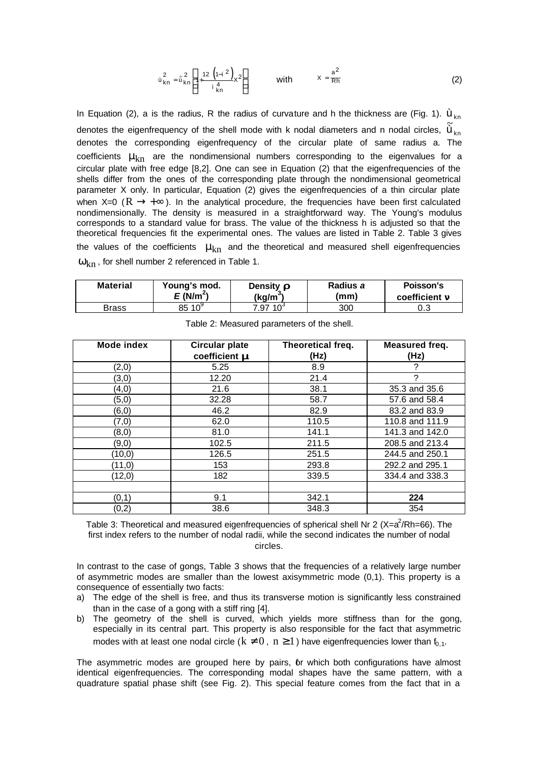$$\omega_{kn}^2 = \tilde{\omega}_{kn}^2 \left[1 + \frac{12\left(1-\nu^2\right)}{\mu_{kn}^4} X^2\right] \qquad \text{with} \qquad X = \frac{a^2}{Rh} \tag{2}$$

In Equation (2), a is the radius, R the radius of curvature and h the thickness are (Fig. 1). $\omega_{kn}$ denotes the eigenfrequency of the shell mode with k nodal diameters and n nodal circles, $\tilde{\omega}_{kn}$ denotes the corresponding eigenfrequency of the circular plate of same radius a. The coefficients $\mu_{kn}$ are the nondimensional numbers corresponding to the eigenvalues for a circular plate with free edge [8,2]. One can see in Equation (2) that the eigenfrequencies of the shells differ from the ones of the corresponding plate through the nondimensional geometrical parameter X only. In particular, Equation (2) gives the eigenfrequencies of a thin circular plate when X=0 ($R \to +\infty$). In the analytical procedure, the frequencies have been first calculated nondimensionally. The density is measured in a straightforward way. The Young's modulus corresponds to a standard value for brass. The value of the thickness h is adjusted so that the theoretical frequencies fit the experimental ones. The values are listed in Table 2. Table 3 gives the values of the coefficients $\mu_{kn}$ and the theoretical and measured shell eigenfrequencies $\omega_{kn}$, for shell number 2 referenced in Table 1.

| Material | Young's mod. $E$ (N/m$^2$) | Density $\rho$ (kg/m$^3$) | Radius $a$ (mm) | Poisson's coefficient $\nu$ |
|---|---|---|---|---|
| Brass | 85 10$^9$ | 7.97 10$^3$ | 300 | 0.3 |

Table 2: Measured parameters of the shell.

| Mode index | Circular plate coefficient $\mu$ | Theoretical freq. (Hz) | Measured freq. (Hz) |
|---|---|---|---|
| (2,0) | 5.25 | 8.9 | ? |
| (3,0) | 12.20 | 21.4 | ? |
| (4,0) | 21.6 | 38.1 | 35.3 and 35.6 |
| (5,0) | 32.28 | 58.7 | 57.6 and 58.4 |
| (6,0) | 46.2 | 82.9 | 83.2 and 83.9 |
| (7,0) | 62.0 | 110.5 | 110.8 and 111.9 |
| (8,0) | 81.0 | 141.1 | 141.3 and 142.0 |
| (9,0) | 102.5 | 211.5 | 208.5 and 213.4 |
| (10,0) | 126.5 | 251.5 | 244.5 and 250.1 |
| (11,0) | 153 | 293.8 | 292.2 and 295.1 |
| (12,0) | 182 | 339.5 | 334.4 and 338.3 |
| | | | |
| (0,1) | 9.1 | 342.1 | **224** |
| (0,2) | 38.6 | 348.3 | 354 |

Table 3: Theoretical and measured eigenfrequencies of spherical shell Nr 2 ($X=a^2/Rh=66$). The first index refers to the number of nodal radii, while the second indicates the number of nodal circles.

In contrast to the case of gongs, Table 3 shows that the frequencies of a relatively large number of asymmetric modes are smaller than the lowest axisymmetric mode (0,1). This property is a consequence of essentially two facts:

a) The edge of the shell is free, and thus its transverse motion is significantly less constrained than in the case of a gong with a stiff ring [4].
b) The geometry of the shell is curved, which yields more stiffness than for the gong, especially in its central part. This property is also responsible for the fact that asymmetric modes with at least one nodal circle ($k \neq 0$, $n \geq 1$) have eigenfrequencies lower than $f_{0,1}$.

The asymmetric modes are grouped here by pairs, for which both configurations have almost identical eigenfrequencies. The corresponding modal shapes have the same pattern, with a quadrature spatial phase shift (see Fig. 2). This special feature comes from the fact that in a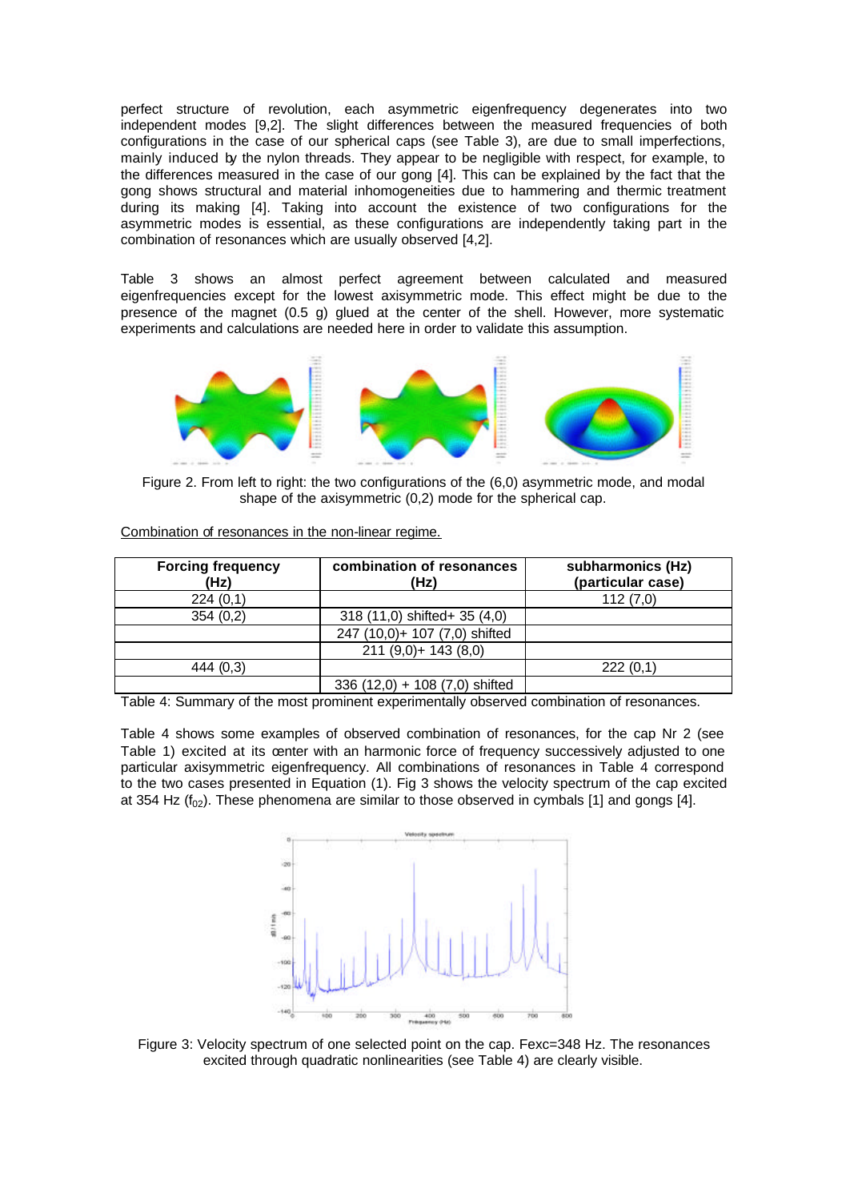perfect structure of revolution, each asymmetric eigenfrequency degenerates into two independent modes [9,2]. The slight differences between the measured frequencies of both configurations in the case of our spherical caps (see Table 3), are due to small imperfections, mainly induced by the nylon threads. They appear to be negligible with respect, for example, to the differences measured in the case of our gong [4]. This can be explained by the fact that the gong shows structural and material inhomogeneities due to hammering and thermic treatment during its making [4]. Taking into account the existence of two configurations for the asymmetric modes is essential, as these configurations are independently taking part in the combination of resonances which are usually observed [4,2].

Table 3 shows an almost perfect agreement between calculated and measured eigenfrequencies except for the lowest axisymmetric mode. This effect might be due to the presence of the magnet (0.5 g) glued at the center of the shell. However, more systematic experiments and calculations are needed here in order to validate this assumption.

Figure 2. From left to right: the two configurations of the (6,0) asymmetric mode, and modal shape of the axisymmetric (0,2) mode for the spherical cap.

Combination of resonances in the non-linear regime.

| Forcing frequency (Hz) | combination of resonances (Hz) | subharmonics (Hz) (particular case) |
|---|---|---|
| 224 (0,1) | | 112 (7,0) |
| 354 (0,2) | 318 (11,0) shifted+ 35 (4,0) | |
| | 247 (10,0)+ 107 (7,0) shifted | |
| | 211 (9,0)+ 143 (8,0) | |
| 444 (0,3) | | 222 (0,1) |
| | 336 (12,0) + 108 (7,0) shifted | |

Table 4: Summary of the most prominent experimentally observed combination of resonances.

Table 4 shows some examples of observed combination of resonances, for the cap Nr 2 (see Table 1) excited at its center with an harmonic force of frequency successively adjusted to one particular axisymmetric eigenfrequency. All combinations of resonances in Table 4 correspond to the two cases presented in Equation (1). Fig 3 shows the velocity spectrum of the cap excited at 354 Hz ($f_{02}$). These phenomena are similar to those observed in cymbals [1] and gongs [4].

Figure 3: Velocity spectrum of one selected point on the cap. Fexc=348 Hz. The resonances excited through quadratic nonlinearities (see Table 4) are clearly visible.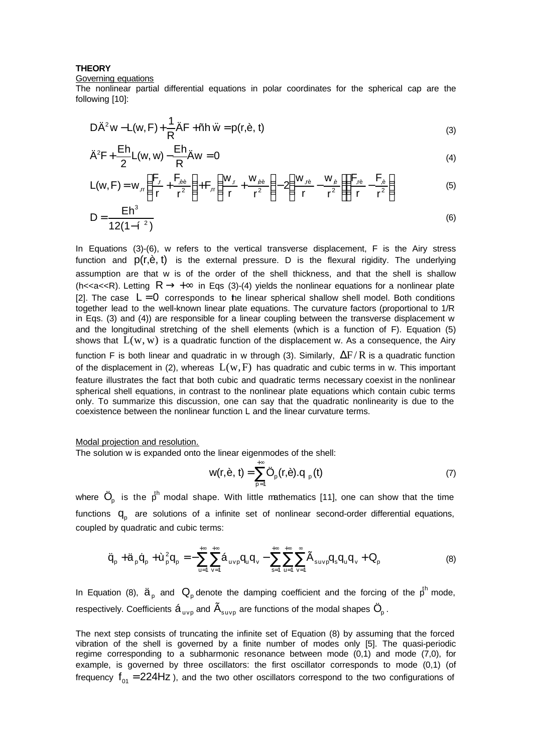**THEORY**

Governing equations

The nonlinear partial differential equations in polar coordinates for the spherical cap are the following [10]:

$$D\Delta^2 w - L(w, F) + \frac{1}{R}\Delta F + \rho h \ddot{w} = p(r, \theta, t) \tag{3}$$

$$\Delta^2 F + \frac{Eh}{2} L(w, w) - \frac{Eh}{R}\Delta w = 0 \tag{4}$$

$$L(w, F) = w_{,rr}\left(\frac{F_{,r}}{r} + \frac{F_{,\theta\theta}}{r^2}\right) + F_{,rr}\left(\frac{w_{,r}}{r} + \frac{w_{,\theta\theta}}{r^2}\right) - 2\left(\frac{w_{,r\theta}}{r} - \frac{w_{,\theta}}{r^2}\right)\left(\frac{F_{,r\theta}}{r} - \frac{F_{,\theta}}{r^2}\right) \tag{5}$$

$$D = \frac{Eh^3}{12(1-\nu^2)} \tag{6}$$

In Equations (3)-(6), w refers to the vertical transverse displacement, F is the Airy stress function and $p(r, \theta, t)$ is the external pressure. D is the flexural rigidity. The underlying assumption are that w is of the order of the shell thickness, and that the shell is shallow (h<<a<<R). Letting $R \to +\infty$ in Eqs (3)-(4) yields the nonlinear equations for a nonlinear plate [2]. The case $L = 0$ corresponds to the linear spherical shallow shell model. Both conditions together lead to the well-known linear plate equations. The curvature factors (proportional to 1/R in Eqs. (3) and (4)) are responsible for a linear coupling between the transverse displacement w and the longitudinal stretching of the shell elements (which is a function of F). Equation (5) shows that $L(w, w)$ is a quadratic function of the displacement w. As a consequence, the Airy function F is both linear and quadratic in w through (3). Similarly, $\Delta F / R$ is a quadratic function of the displacement in (2), whereas $L(w, F)$ has quadratic and cubic terms in w. This important feature illustrates the fact that both cubic and quadratic terms necessary coexist in the nonlinear spherical shell equations, in contrast to the nonlinear plate equations which contain cubic terms only. To summarize this discussion, one can say that the quadratic nonlinearity is due to the coexistence between the nonlinear function L and the linear curvature terms.

Modal projection and resolution.

The solution w is expanded onto the linear eigenmodes of the shell:

$$w(r, \theta, t) = \sum_{p=1}^{+\infty} \Phi_p(r, \theta).q_p(t) \tag{7}$$

where $\Phi_p$ is the $p^{th}$ modal shape. With little mathematics [11], one can show that the time functions $q_p$ are solutions of a infinite set of nonlinear second-order differential equations, coupled by quadratic and cubic terms:

$$\ddot{q}_p + \mu_p \dot{q}_p + \omega_p^2 q_p = -\sum_{u=1}^{+\infty}\sum_{v=1}^{+\infty} \alpha_{uvp} q_u q_v - \sum_{s=1}^{+\infty}\sum_{u=1}^{+\infty}\sum_{v=1}^{\infty} \Gamma_{suvp} q_s q_u q_v + Q_p \tag{8}$$

In Equation (8), $\mu_p$ and $Q_p$ denote the damping coefficient and the forcing of the $p^{th}$ mode, respectively. Coefficients $\alpha_{uvp}$ and $\Gamma_{suvp}$ are functions of the modal shapes $\Phi_p$.

The next step consists of truncating the infinite set of Equation (8) by assuming that the forced vibration of the shell is governed by a finite number of modes only [5]. The quasi-periodic regime corresponding to a subharmonic resonance between mode (0,1) and mode (7,0), for example, is governed by three oscillators: the first oscillator corresponds to mode (0,1) (of frequency $f_{01} = 224\text{Hz}$), and the two other oscillators correspond to the two configurations of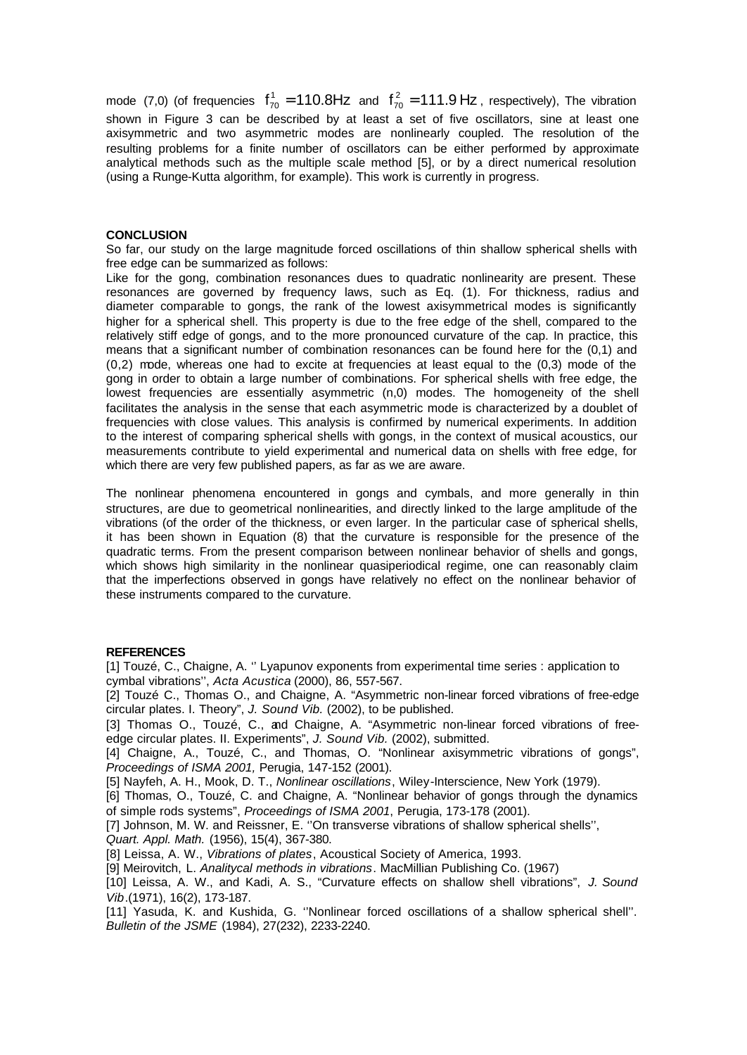mode (7,0) (of frequencies $f_{70}^{1} = 110.8\text{Hz}$ and $f_{70}^{2} = 111.9\,\text{Hz}$, respectively), The vibration shown in Figure 3 can be described by at least a set of five oscillators, sine at least one axisymmetric and two asymmetric modes are nonlinearly coupled. The resolution of the resulting problems for a finite number of oscillators can be either performed by approximate analytical methods such as the multiple scale method [5], or by a direct numerical resolution (using a Runge-Kutta algorithm, for example). This work is currently in progress.

**CONCLUSION**

So far, our study on the large magnitude forced oscillations of thin shallow spherical shells with free edge can be summarized as follows:

Like for the gong, combination resonances dues to quadratic nonlinearity are present. These resonances are governed by frequency laws, such as Eq. (1). For thickness, radius and diameter comparable to gongs, the rank of the lowest axisymmetrical modes is significantly higher for a spherical shell. This property is due to the free edge of the shell, compared to the relatively stiff edge of gongs, and to the more pronounced curvature of the cap. In practice, this means that a significant number of combination resonances can be found here for the (0,1) and (0,2) mode, whereas one had to excite at frequencies at least equal to the (0,3) mode of the gong in order to obtain a large number of combinations. For spherical shells with free edge, the lowest frequencies are essentially asymmetric (n,0) modes. The homogeneity of the shell facilitates the analysis in the sense that each asymmetric mode is characterized by a doublet of frequencies with close values. This analysis is confirmed by numerical experiments. In addition to the interest of comparing spherical shells with gongs, in the context of musical acoustics, our measurements contribute to yield experimental and numerical data on shells with free edge, for which there are very few published papers, as far as we are aware.

The nonlinear phenomena encountered in gongs and cymbals, and more generally in thin structures, are due to geometrical nonlinearities, and directly linked to the large amplitude of the vibrations (of the order of the thickness, or even larger. In the particular case of spherical shells, it has been shown in Equation (8) that the curvature is responsible for the presence of the quadratic terms. From the present comparison between nonlinear behavior of shells and gongs, which shows high similarity in the nonlinear quasiperiodical regime, one can reasonably claim that the imperfections observed in gongs have relatively no effect on the nonlinear behavior of these instruments compared to the curvature.

**REFERENCES**

[1] Touzé, C., Chaigne, A. '' Lyapunov exponents from experimental time series : application to cymbal vibrations'', *Acta Acustica* (2000), 86, 557-567.

[2] Touzé C., Thomas O., and Chaigne, A. "Asymmetric non-linear forced vibrations of free-edge circular plates. I. Theory", *J. Sound Vib.* (2002), to be published.

[3] Thomas O., Touzé, C., and Chaigne, A. "Asymmetric non-linear forced vibrations of free-edge circular plates. II. Experiments", *J. Sound Vib.* (2002), submitted.

[4] Chaigne, A., Touzé, C., and Thomas, O. "Nonlinear axisymmetric vibrations of gongs", *Proceedings of ISMA 2001,* Perugia, 147-152 (2001).

[5] Nayfeh, A. H., Mook, D. T., *Nonlinear oscillations*, Wiley-Interscience, New York (1979).

[6] Thomas, O., Touzé, C. and Chaigne, A. "Nonlinear behavior of gongs through the dynamics of simple rods systems", *Proceedings of ISMA 2001*, Perugia, 173-178 (2001).

[7] Johnson, M. W. and Reissner, E. ''On transverse vibrations of shallow spherical shells'', *Quart. Appl. Math.* (1956), 15(4), 367-380.

[8] Leissa, A. W., *Vibrations of plates*, Acoustical Society of America, 1993.

[9] Meirovitch, L. *Analitycal methods in vibrations*. MacMillian Publishing Co. (1967)

[10] Leissa, A. W., and Kadi, A. S., "Curvature effects on shallow shell vibrations", *J. Sound Vib*.(1971), 16(2), 173-187.

[11] Yasuda, K. and Kushida, G. ''Nonlinear forced oscillations of a shallow spherical shell''. *Bulletin of the JSME* (1984), 27(232), 2233-2240.